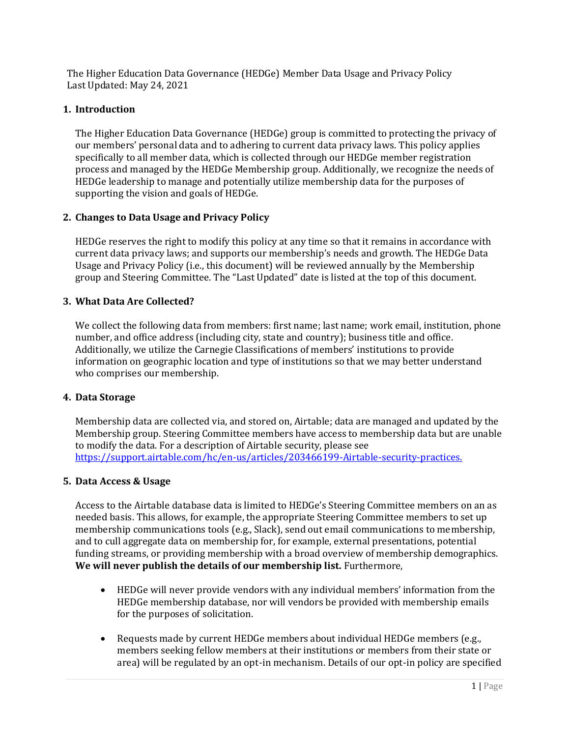The Higher Education Data Governance (HEDGe) Member Data Usage and Privacy Policy
Last Updated: May 24, 2021

## 1. Introduction

The Higher Education Data Governance (HEDGe) group is committed to protecting the privacy of our members' personal data and to adhering to current data privacy laws. This policy applies specifically to all member data, which is collected through our HEDGe member registration process and managed by the HEDGe Membership group. Additionally, we recognize the needs of HEDGe leadership to manage and potentially utilize membership data for the purposes of supporting the vision and goals of HEDGe.

## 2. Changes to Data Usage and Privacy Policy

HEDGe reserves the right to modify this policy at any time so that it remains in accordance with current data privacy laws; and supports our membership's needs and growth. The HEDGe Data Usage and Privacy Policy (i.e., this document) will be reviewed annually by the Membership group and Steering Committee. The "Last Updated" date is listed at the top of this document.

## 3. What Data Are Collected?

We collect the following data from members: first name; last name; work email, institution, phone number, and office address (including city, state and country); business title and office. Additionally, we utilize the Carnegie Classifications of members' institutions to provide information on geographic location and type of institutions so that we may better understand who comprises our membership.

## 4. Data Storage

Membership data are collected via, and stored on, Airtable; data are managed and updated by the Membership group. Steering Committee members have access to membership data but are unable to modify the data. For a description of Airtable security, please see [https://support.airtable.com/hc/en-us/articles/203466199-Airtable-security-practices.](https://support.airtable.com/hc/en-us/articles/203466199-Airtable-security-practices)

## 5. Data Access & Usage

Access to the Airtable database data is limited to HEDGe's Steering Committee members on an as needed basis. This allows, for example, the appropriate Steering Committee members to set up membership communications tools (e.g., Slack), send out email communications to membership, and to cull aggregate data on membership for, for example, external presentations, potential funding streams, or providing membership with a broad overview of membership demographics. **We will never publish the details of our membership list.** Furthermore,

- HEDGe will never provide vendors with any individual members' information from the HEDGe membership database, nor will vendors be provided with membership emails for the purposes of solicitation.
- Requests made by current HEDGe members about individual HEDGe members (e.g., members seeking fellow members at their institutions or members from their state or area) will be regulated by an opt-in mechanism. Details of our opt-in policy are specified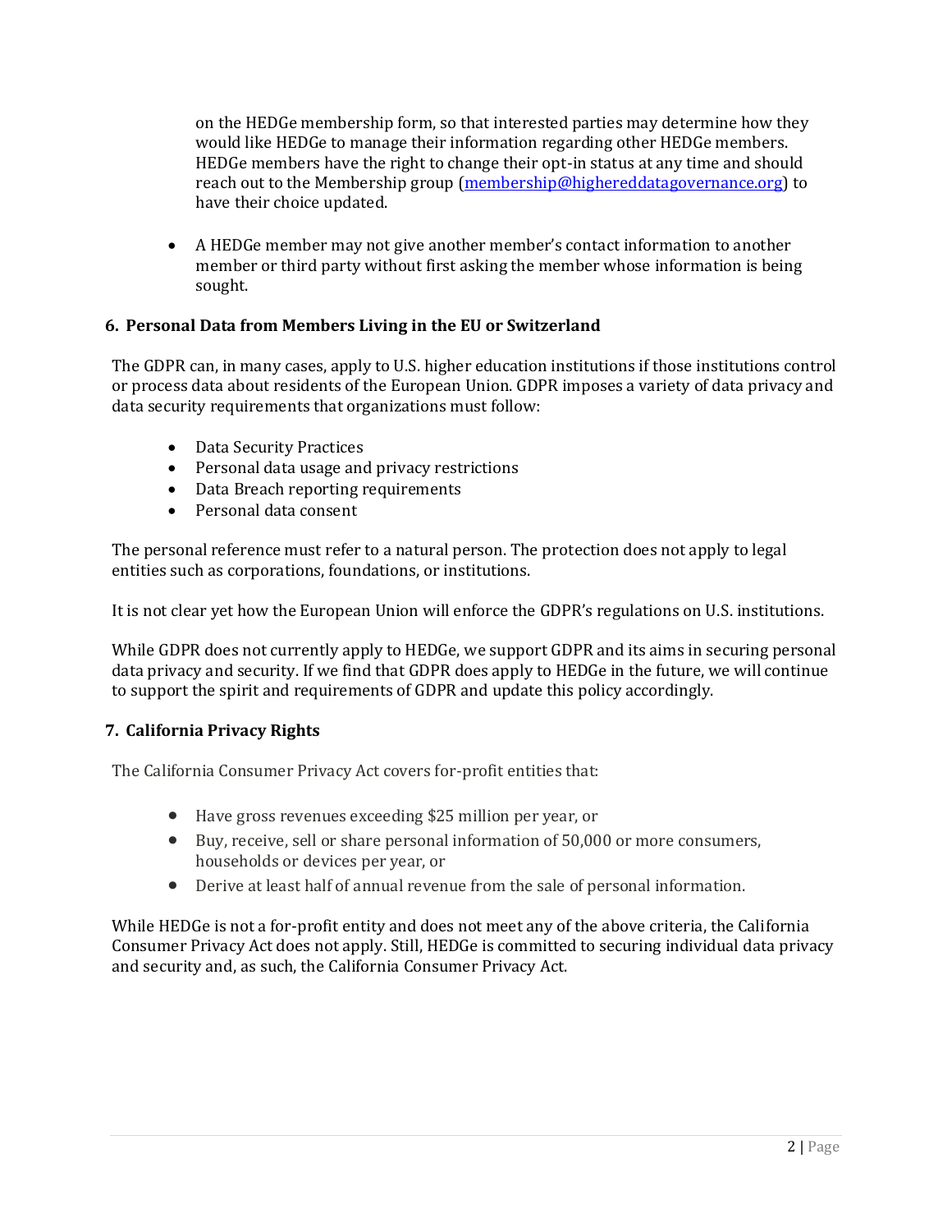on the HEDGe membership form, so that interested parties may determine how they would like HEDGe to manage their information regarding other HEDGe members. HEDGe members have the right to change their opt-in status at any time and should reach out to the Membership group ([membership@highereddatagovernance.org](mailto:membership@highereddatagovernance.org)) to have their choice updated.

- A HEDGe member may not give another member's contact information to another member or third party without first asking the member whose information is being sought.

## 6. Personal Data from Members Living in the EU or Switzerland

The GDPR can, in many cases, apply to U.S. higher education institutions if those institutions control or process data about residents of the European Union. GDPR imposes a variety of data privacy and data security requirements that organizations must follow:

- Data Security Practices
- Personal data usage and privacy restrictions
- Data Breach reporting requirements
- Personal data consent

The personal reference must refer to a natural person. The protection does not apply to legal entities such as corporations, foundations, or institutions.

It is not clear yet how the European Union will enforce the GDPR's regulations on U.S. institutions.

While GDPR does not currently apply to HEDGe, we support GDPR and its aims in securing personal data privacy and security. If we find that GDPR does apply to HEDGe in the future, we will continue to support the spirit and requirements of GDPR and update this policy accordingly.

## 7. California Privacy Rights

The California Consumer Privacy Act covers for-profit entities that:

- Have gross revenues exceeding $25 million per year, or
- Buy, receive, sell or share personal information of 50,000 or more consumers, households or devices per year, or
- Derive at least half of annual revenue from the sale of personal information.

While HEDGe is not a for-profit entity and does not meet any of the above criteria, the California Consumer Privacy Act does not apply. Still, HEDGe is committed to securing individual data privacy and security and, as such, the California Consumer Privacy Act.